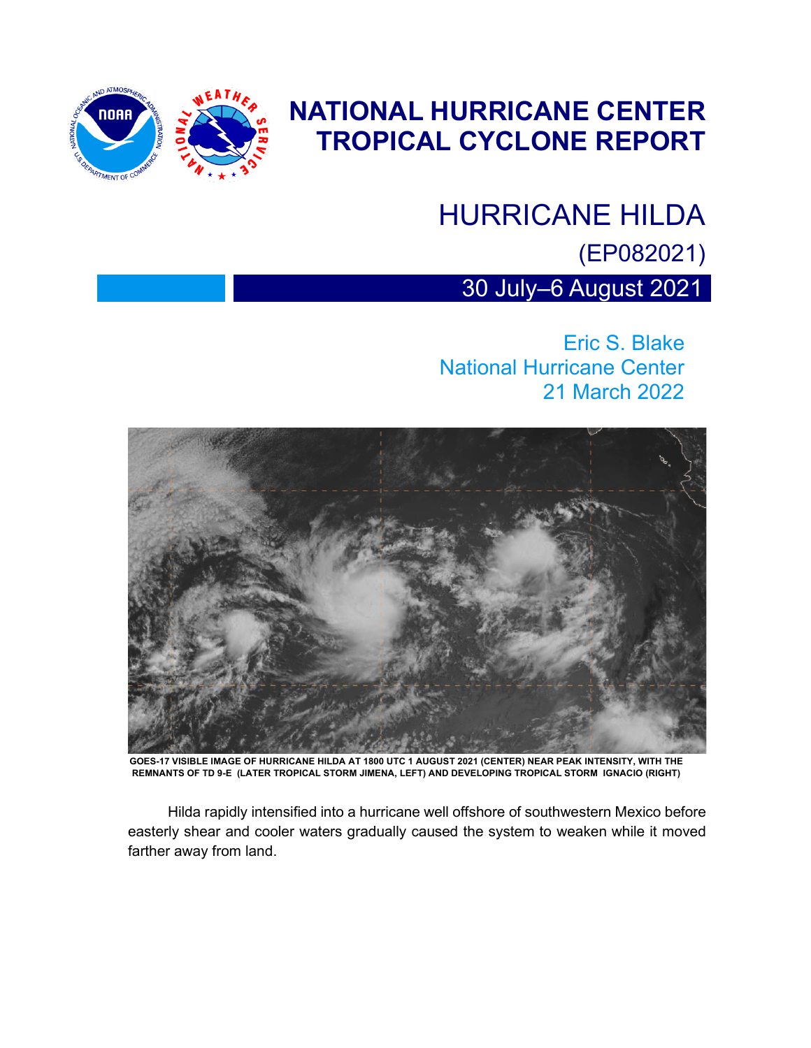# NATIONAL HURRICANE CENTER TROPICAL CYCLONE REPORT

# HURRICANE HILDA

(EP082021)

30 July–6 August 2021

Eric S. Blake
National Hurricane Center
21 March 2022

GOES-17 VISIBLE IMAGE OF HURRICANE HILDA AT 1800 UTC 1 AUGUST 2021 (CENTER) NEAR PEAK INTENSITY, WITH THE REMNANTS OF TD 9-E (LATER TROPICAL STORM JIMENA, LEFT) AND DEVELOPING TROPICAL STORM IGNACIO (RIGHT)

Hilda rapidly intensified into a hurricane well offshore of southwestern Mexico before easterly shear and cooler waters gradually caused the system to weaken while it moved farther away from land.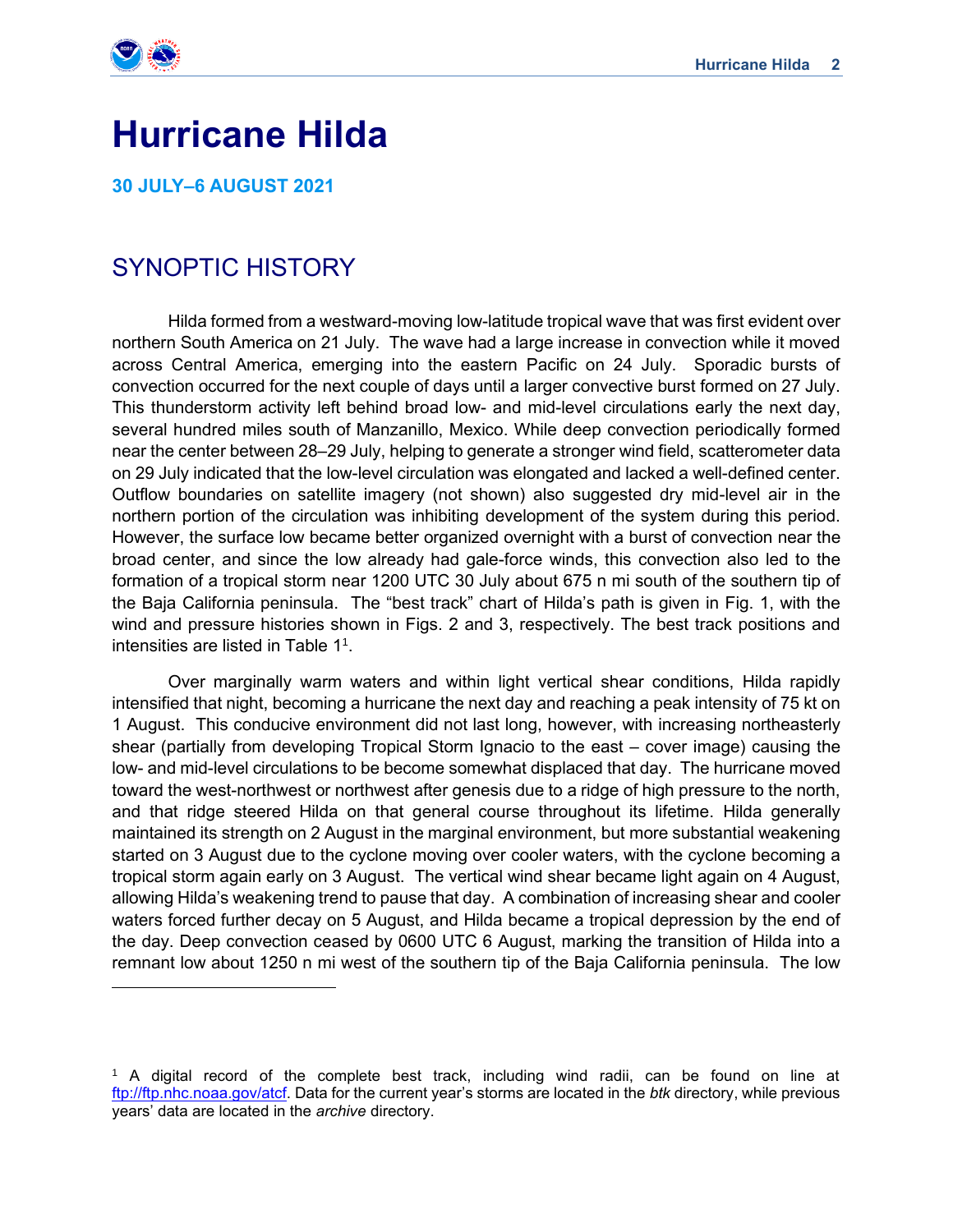# Hurricane Hilda

**30 JULY–6 AUGUST 2021**

## SYNOPTIC HISTORY

Hilda formed from a westward-moving low-latitude tropical wave that was first evident over northern South America on 21 July. The wave had a large increase in convection while it moved across Central America, emerging into the eastern Pacific on 24 July. Sporadic bursts of convection occurred for the next couple of days until a larger convective burst formed on 27 July. This thunderstorm activity left behind broad low- and mid-level circulations early the next day, several hundred miles south of Manzanillo, Mexico. While deep convection periodically formed near the center between 28–29 July, helping to generate a stronger wind field, scatterometer data on 29 July indicated that the low-level circulation was elongated and lacked a well-defined center. Outflow boundaries on satellite imagery (not shown) also suggested dry mid-level air in the northern portion of the circulation was inhibiting development of the system during this period. However, the surface low became better organized overnight with a burst of convection near the broad center, and since the low already had gale-force winds, this convection also led to the formation of a tropical storm near 1200 UTC 30 July about 675 n mi south of the southern tip of the Baja California peninsula. The "best track" chart of Hilda's path is given in Fig. 1, with the wind and pressure histories shown in Figs. 2 and 3, respectively. The best track positions and intensities are listed in Table 1[1].

Over marginally warm waters and within light vertical shear conditions, Hilda rapidly intensified that night, becoming a hurricane the next day and reaching a peak intensity of 75 kt on 1 August. This conducive environment did not last long, however, with increasing northeasterly shear (partially from developing Tropical Storm Ignacio to the east – cover image) causing the low- and mid-level circulations to be become somewhat displaced that day. The hurricane moved toward the west-northwest or northwest after genesis due to a ridge of high pressure to the north, and that ridge steered Hilda on that general course throughout its lifetime. Hilda generally maintained its strength on 2 August in the marginal environment, but more substantial weakening started on 3 August due to the cyclone moving over cooler waters, with the cyclone becoming a tropical storm again early on 3 August. The vertical wind shear became light again on 4 August, allowing Hilda's weakening trend to pause that day. A combination of increasing shear and cooler waters forced further decay on 5 August, and Hilda became a tropical depression by the end of the day. Deep convection ceased by 0600 UTC 6 August, marking the transition of Hilda into a remnant low about 1250 n mi west of the southern tip of the Baja California peninsula. The low

---

[1] A digital record of the complete best track, including wind radii, can be found on line at ftp://ftp.nhc.noaa.gov/atcf. Data for the current year's storms are located in the *btk* directory, while previous years' data are located in the *archive* directory.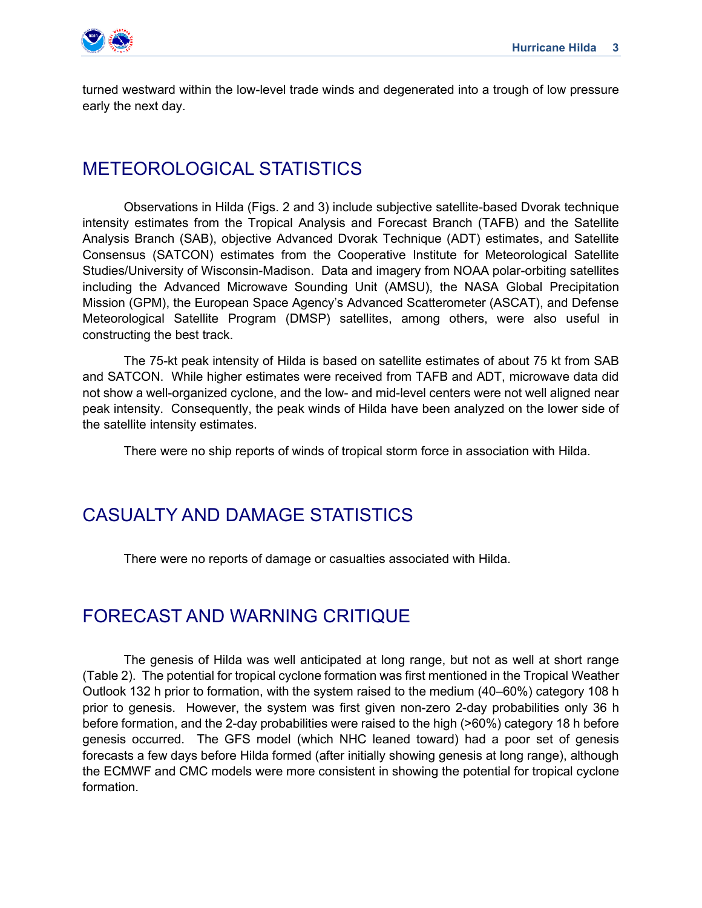turned westward within the low-level trade winds and degenerated into a trough of low pressure early the next day.

## METEOROLOGICAL STATISTICS

Observations in Hilda (Figs. 2 and 3) include subjective satellite-based Dvorak technique intensity estimates from the Tropical Analysis and Forecast Branch (TAFB) and the Satellite Analysis Branch (SAB), objective Advanced Dvorak Technique (ADT) estimates, and Satellite Consensus (SATCON) estimates from the Cooperative Institute for Meteorological Satellite Studies/University of Wisconsin-Madison. Data and imagery from NOAA polar-orbiting satellites including the Advanced Microwave Sounding Unit (AMSU), the NASA Global Precipitation Mission (GPM), the European Space Agency's Advanced Scatterometer (ASCAT), and Defense Meteorological Satellite Program (DMSP) satellites, among others, were also useful in constructing the best track.

The 75-kt peak intensity of Hilda is based on satellite estimates of about 75 kt from SAB and SATCON. While higher estimates were received from TAFB and ADT, microwave data did not show a well-organized cyclone, and the low- and mid-level centers were not well aligned near peak intensity. Consequently, the peak winds of Hilda have been analyzed on the lower side of the satellite intensity estimates.

There were no ship reports of winds of tropical storm force in association with Hilda.

## CASUALTY AND DAMAGE STATISTICS

There were no reports of damage or casualties associated with Hilda.

## FORECAST AND WARNING CRITIQUE

The genesis of Hilda was well anticipated at long range, but not as well at short range (Table 2). The potential for tropical cyclone formation was first mentioned in the Tropical Weather Outlook 132 h prior to formation, with the system raised to the medium (40–60%) category 108 h prior to genesis. However, the system was first given non-zero 2-day probabilities only 36 h before formation, and the 2-day probabilities were raised to the high (>60%) category 18 h before genesis occurred. The GFS model (which NHC leaned toward) had a poor set of genesis forecasts a few days before Hilda formed (after initially showing genesis at long range), although the ECMWF and CMC models were more consistent in showing the potential for tropical cyclone formation.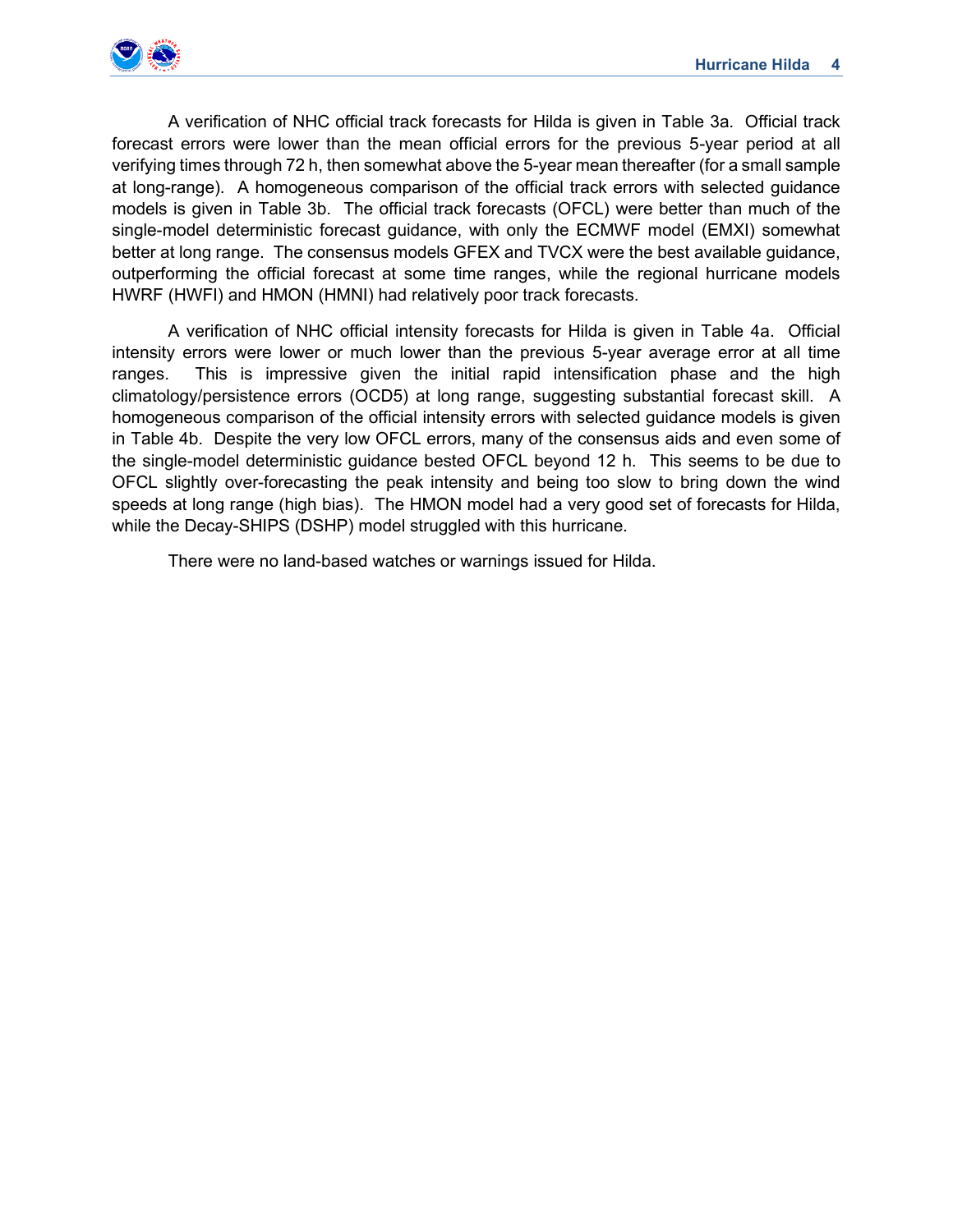A verification of NHC official track forecasts for Hilda is given in Table 3a. Official track forecast errors were lower than the mean official errors for the previous 5-year period at all verifying times through 72 h, then somewhat above the 5-year mean thereafter (for a small sample at long-range). A homogeneous comparison of the official track errors with selected guidance models is given in Table 3b. The official track forecasts (OFCL) were better than much of the single-model deterministic forecast guidance, with only the ECMWF model (EMXI) somewhat better at long range. The consensus models GFEX and TVCX were the best available guidance, outperforming the official forecast at some time ranges, while the regional hurricane models HWRF (HWFI) and HMON (HMNI) had relatively poor track forecasts.

A verification of NHC official intensity forecasts for Hilda is given in Table 4a. Official intensity errors were lower or much lower than the previous 5-year average error at all time ranges. This is impressive given the initial rapid intensification phase and the high climatology/persistence errors (OCD5) at long range, suggesting substantial forecast skill. A homogeneous comparison of the official intensity errors with selected guidance models is given in Table 4b. Despite the very low OFCL errors, many of the consensus aids and even some of the single-model deterministic guidance bested OFCL beyond 12 h. This seems to be due to OFCL slightly over-forecasting the peak intensity and being too slow to bring down the wind speeds at long range (high bias). The HMON model had a very good set of forecasts for Hilda, while the Decay-SHIPS (DSHP) model struggled with this hurricane.

There were no land-based watches or warnings issued for Hilda.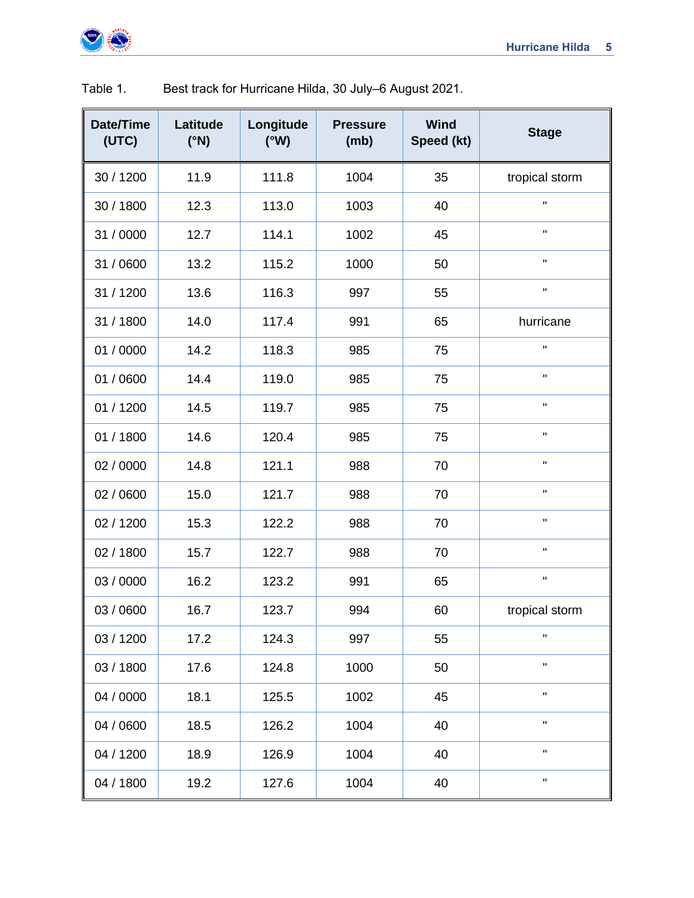Table 1. Best track for Hurricane Hilda, 30 July–6 August 2021.

| Date/Time (UTC) | Latitude (°N) | Longitude (°W) | Pressure (mb) | Wind Speed (kt) | Stage |
|---|---|---|---|---|---|
| 30 / 1200 | 11.9 | 111.8 | 1004 | 35 | tropical storm |
| 30 / 1800 | 12.3 | 113.0 | 1003 | 40 | " |
| 31 / 0000 | 12.7 | 114.1 | 1002 | 45 | " |
| 31 / 0600 | 13.2 | 115.2 | 1000 | 50 | " |
| 31 / 1200 | 13.6 | 116.3 | 997 | 55 | " |
| 31 / 1800 | 14.0 | 117.4 | 991 | 65 | hurricane |
| 01 / 0000 | 14.2 | 118.3 | 985 | 75 | " |
| 01 / 0600 | 14.4 | 119.0 | 985 | 75 | " |
| 01 / 1200 | 14.5 | 119.7 | 985 | 75 | " |
| 01 / 1800 | 14.6 | 120.4 | 985 | 75 | " |
| 02 / 0000 | 14.8 | 121.1 | 988 | 70 | " |
| 02 / 0600 | 15.0 | 121.7 | 988 | 70 | " |
| 02 / 1200 | 15.3 | 122.2 | 988 | 70 | " |
| 02 / 1800 | 15.7 | 122.7 | 988 | 70 | " |
| 03 / 0000 | 16.2 | 123.2 | 991 | 65 | " |
| 03 / 0600 | 16.7 | 123.7 | 994 | 60 | tropical storm |
| 03 / 1200 | 17.2 | 124.3 | 997 | 55 | " |
| 03 / 1800 | 17.6 | 124.8 | 1000 | 50 | " |
| 04 / 0000 | 18.1 | 125.5 | 1002 | 45 | " |
| 04 / 0600 | 18.5 | 126.2 | 1004 | 40 | " |
| 04 / 1200 | 18.9 | 126.9 | 1004 | 40 | " |
| 04 / 1800 | 19.2 | 127.6 | 1004 | 40 | " |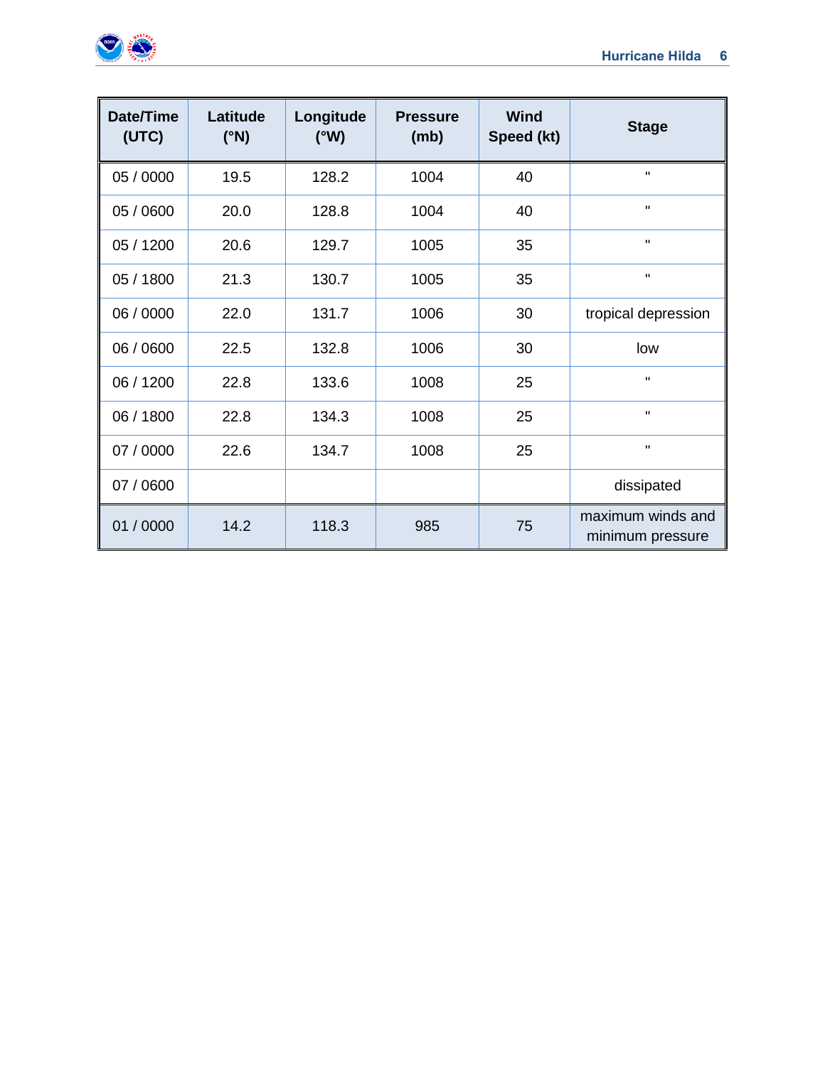| Date/Time (UTC) | Latitude (°N) | Longitude (°W) | Pressure (mb) | Wind Speed (kt) | Stage |
|---|---|---|---|---|---|
| 05 / 0000 | 19.5 | 128.2 | 1004 | 40 | " |
| 05 / 0600 | 20.0 | 128.8 | 1004 | 40 | " |
| 05 / 1200 | 20.6 | 129.7 | 1005 | 35 | " |
| 05 / 1800 | 21.3 | 130.7 | 1005 | 35 | " |
| 06 / 0000 | 22.0 | 131.7 | 1006 | 30 | tropical depression |
| 06 / 0600 | 22.5 | 132.8 | 1006 | 30 | low |
| 06 / 1200 | 22.8 | 133.6 | 1008 | 25 | " |
| 06 / 1800 | 22.8 | 134.3 | 1008 | 25 | " |
| 07 / 0000 | 22.6 | 134.7 | 1008 | 25 | " |
| 07 / 0600 | | | | | dissipated |
| 01 / 0000 | 14.2 | 118.3 | 985 | 75 | maximum winds and minimum pressure |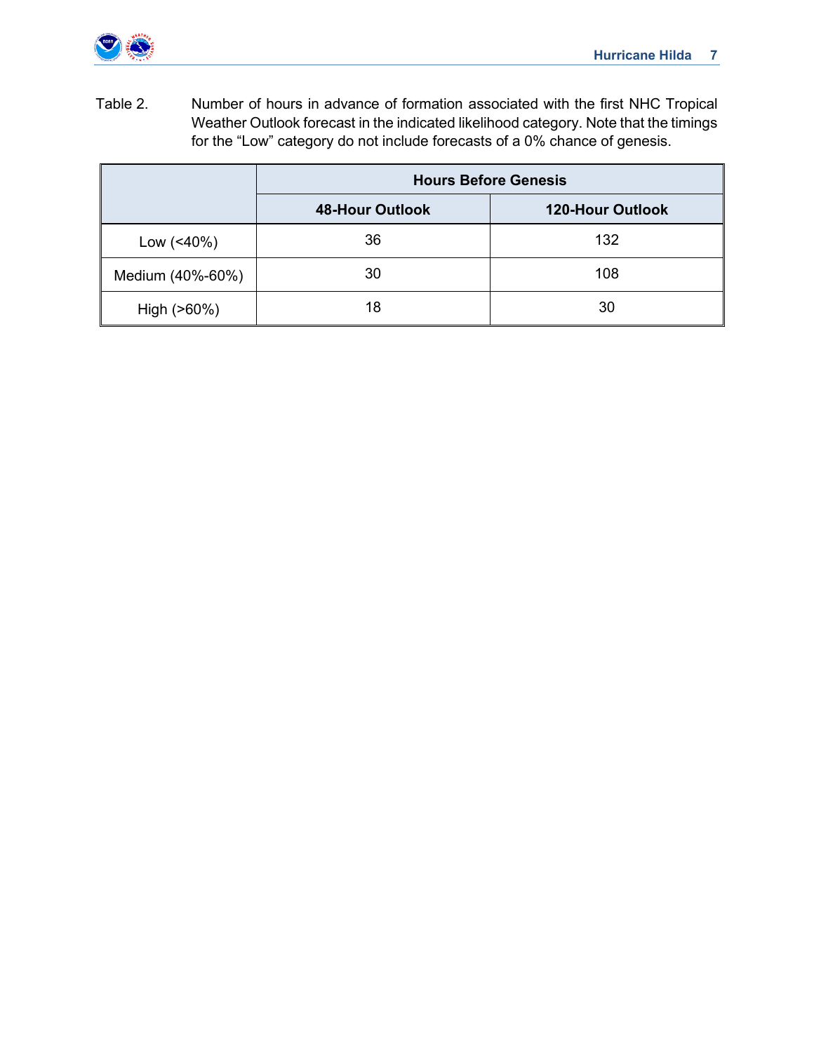Table 2. Number of hours in advance of formation associated with the first NHC Tropical Weather Outlook forecast in the indicated likelihood category. Note that the timings for the "Low" category do not include forecasts of a 0% chance of genesis.

| | **Hours Before Genesis** | |
|---|---|---|
| | **48-Hour Outlook** | **120-Hour Outlook** |
| Low (<40%) | 36 | 132 |
| Medium (40%-60%) | 30 | 108 |
| High (>60%) | 18 | 30 |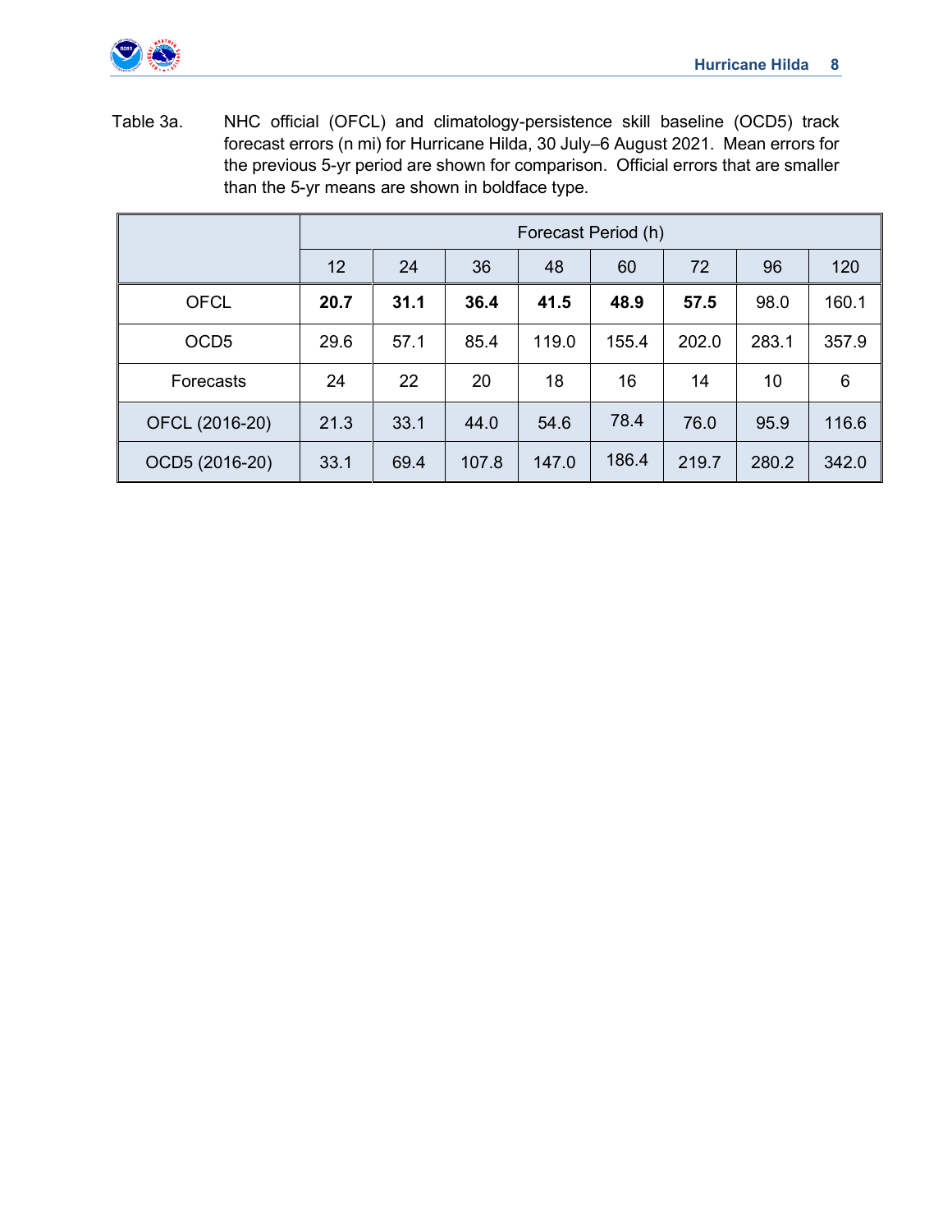Table 3a. NHC official (OFCL) and climatology-persistence skill baseline (OCD5) track forecast errors (n mi) for Hurricane Hilda, 30 July–6 August 2021. Mean errors for the previous 5-yr period are shown for comparison. Official errors that are smaller than the 5-yr means are shown in boldface type.

| | Forecast Period (h) | | | | | | | |
|---|---|---|---|---|---|---|---|---|
| | 12 | 24 | 36 | 48 | 60 | 72 | 96 | 120 |
| OFCL | **20.7** | **31.1** | **36.4** | **41.5** | **48.9** | **57.5** | 98.0 | 160.1 |
| OCD5 | 29.6 | 57.1 | 85.4 | 119.0 | 155.4 | 202.0 | 283.1 | 357.9 |
| Forecasts | 24 | 22 | 20 | 18 | 16 | 14 | 10 | 6 |
| OFCL (2016-20) | 21.3 | 33.1 | 44.0 | 54.6 | 78.4 | 76.0 | 95.9 | 116.6 |
| OCD5 (2016-20) | 33.1 | 69.4 | 107.8 | 147.0 | 186.4 | 219.7 | 280.2 | 342.0 |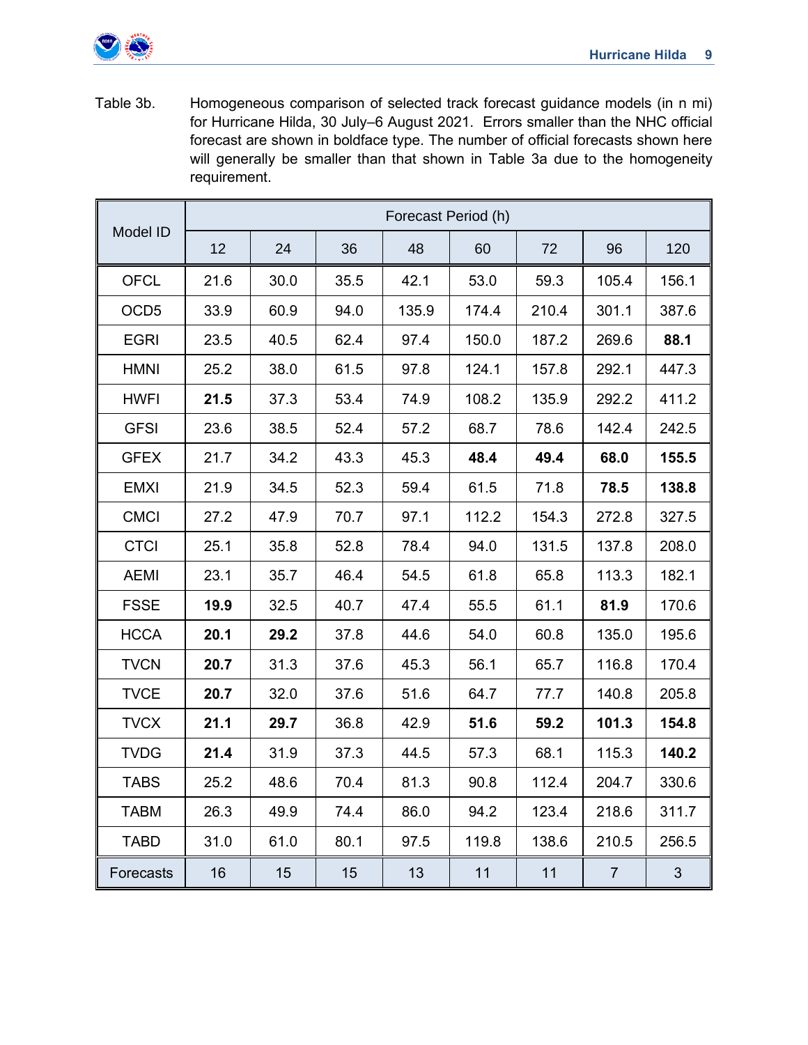Table 3b. Homogeneous comparison of selected track forecast guidance models (in n mi) for Hurricane Hilda, 30 July–6 August 2021. Errors smaller than the NHC official forecast are shown in boldface type. The number of official forecasts shown here will generally be smaller than that shown in Table 3a due to the homogeneity requirement.

| Model ID | Forecast Period (h) | | | | | | | |
|---|---|---|---|---|---|---|---|---|
| | 12 | 24 | 36 | 48 | 60 | 72 | 96 | 120 |
| OFCL | 21.6 | 30.0 | 35.5 | 42.1 | 53.0 | 59.3 | 105.4 | 156.1 |
| OCD5 | 33.9 | 60.9 | 94.0 | 135.9 | 174.4 | 210.4 | 301.1 | 387.6 |
| EGRI | 23.5 | 40.5 | 62.4 | 97.4 | 150.0 | 187.2 | 269.6 | **88.1** |
| HMNI | 25.2 | 38.0 | 61.5 | 97.8 | 124.1 | 157.8 | 292.1 | 447.3 |
| HWFI | **21.5** | 37.3 | 53.4 | 74.9 | 108.2 | 135.9 | 292.2 | 411.2 |
| GFSI | 23.6 | 38.5 | 52.4 | 57.2 | 68.7 | 78.6 | 142.4 | 242.5 |
| GFEX | 21.7 | 34.2 | 43.3 | 45.3 | **48.4** | **49.4** | **68.0** | **155.5** |
| EMXI | 21.9 | 34.5 | 52.3 | 59.4 | 61.5 | 71.8 | **78.5** | **138.8** |
| CMCI | 27.2 | 47.9 | 70.7 | 97.1 | 112.2 | 154.3 | 272.8 | 327.5 |
| CTCI | 25.1 | 35.8 | 52.8 | 78.4 | 94.0 | 131.5 | 137.8 | 208.0 |
| AEMI | 23.1 | 35.7 | 46.4 | 54.5 | 61.8 | 65.8 | 113.3 | 182.1 |
| FSSE | **19.9** | 32.5 | 40.7 | 47.4 | 55.5 | 61.1 | **81.9** | 170.6 |
| HCCA | **20.1** | **29.2** | 37.8 | 44.6 | 54.0 | 60.8 | 135.0 | 195.6 |
| TVCN | **20.7** | 31.3 | 37.6 | 45.3 | 56.1 | 65.7 | 116.8 | 170.4 |
| TVCE | **20.7** | 32.0 | 37.6 | 51.6 | 64.7 | 77.7 | 140.8 | 205.8 |
| TVCX | **21.1** | **29.7** | 36.8 | 42.9 | **51.6** | **59.2** | **101.3** | **154.8** |
| TVDG | **21.4** | 31.9 | 37.3 | 44.5 | 57.3 | 68.1 | 115.3 | **140.2** |
| TABS | 25.2 | 48.6 | 70.4 | 81.3 | 90.8 | 112.4 | 204.7 | 330.6 |
| TABM | 26.3 | 49.9 | 74.4 | 86.0 | 94.2 | 123.4 | 218.6 | 311.7 |
| TABD | 31.0 | 61.0 | 80.1 | 97.5 | 119.8 | 138.6 | 210.5 | 256.5 |
| Forecasts | 16 | 15 | 15 | 13 | 11 | 11 | 7 | 3 |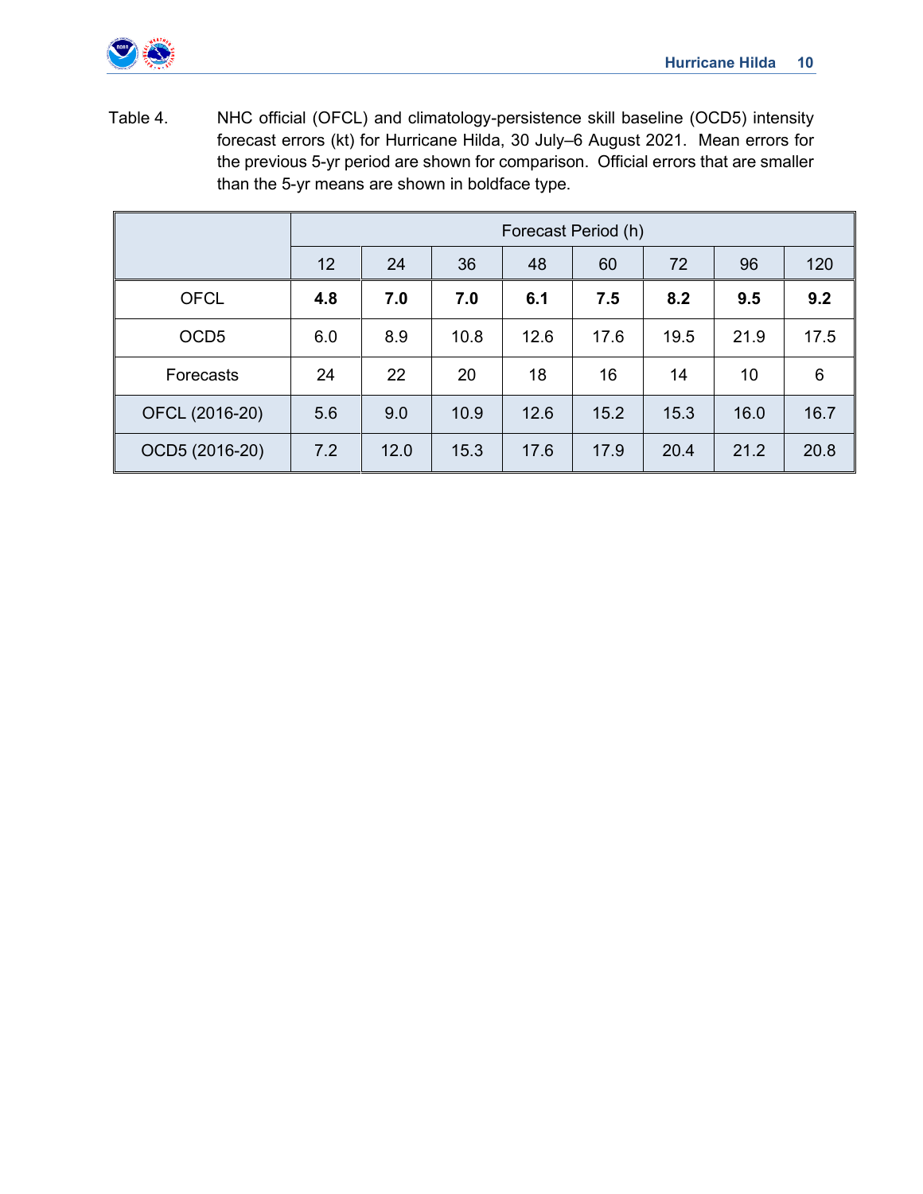Table 4. NHC official (OFCL) and climatology-persistence skill baseline (OCD5) intensity forecast errors (kt) for Hurricane Hilda, 30 July–6 August 2021. Mean errors for the previous 5-yr period are shown for comparison. Official errors that are smaller than the 5-yr means are shown in boldface type.

| | Forecast Period (h) | | | | | | | |
|---|---|---|---|---|---|---|---|---|
| | 12 | 24 | 36 | 48 | 60 | 72 | 96 | 120 |
| OFCL | **4.8** | **7.0** | **7.0** | **6.1** | **7.5** | **8.2** | **9.5** | **9.2** |
| OCD5 | 6.0 | 8.9 | 10.8 | 12.6 | 17.6 | 19.5 | 21.9 | 17.5 |
| Forecasts | 24 | 22 | 20 | 18 | 16 | 14 | 10 | 6 |
| OFCL (2016-20) | 5.6 | 9.0 | 10.9 | 12.6 | 15.2 | 15.3 | 16.0 | 16.7 |
| OCD5 (2016-20) | 7.2 | 12.0 | 15.3 | 17.6 | 17.9 | 20.4 | 21.2 | 20.8 |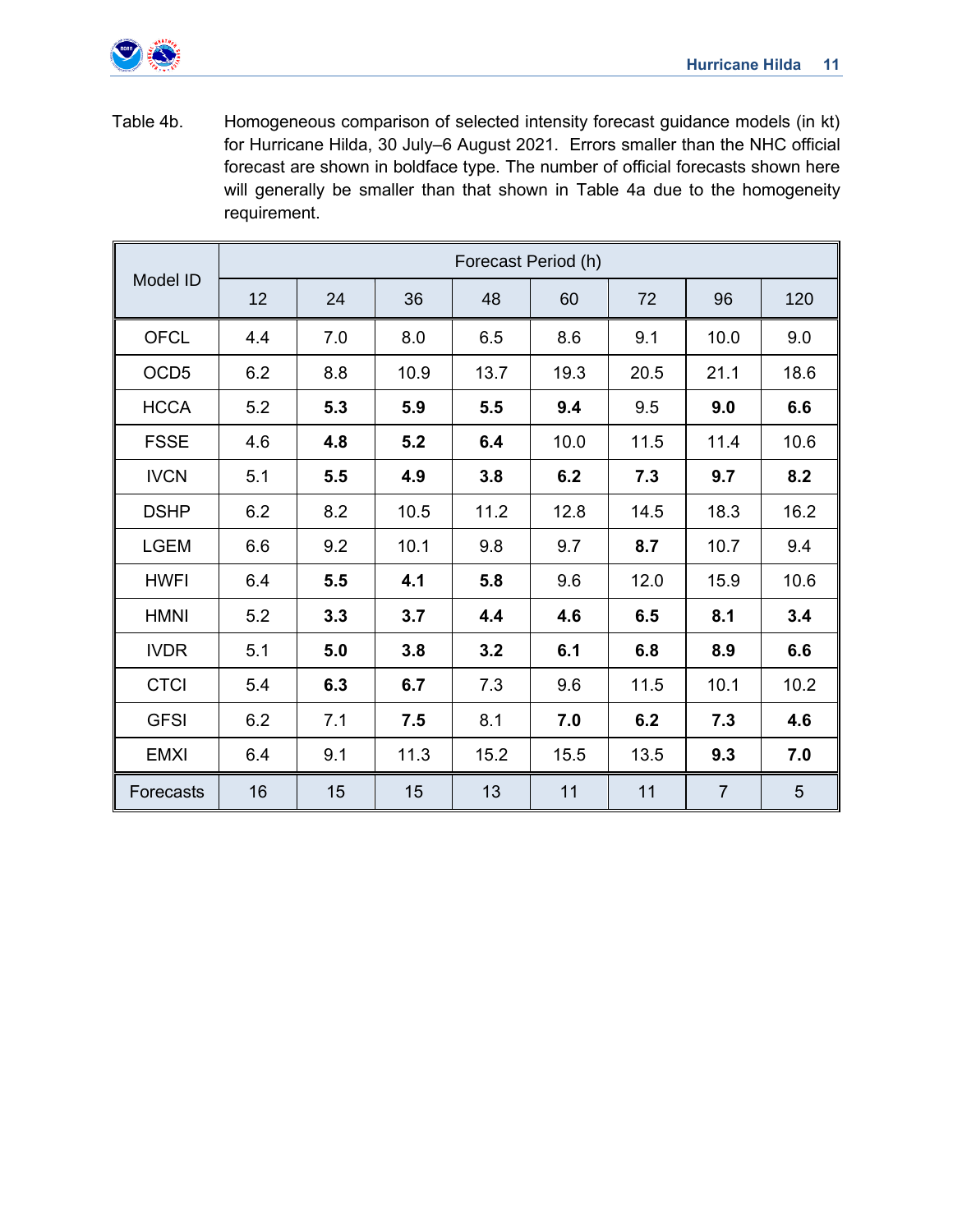Table 4b. Homogeneous comparison of selected intensity forecast guidance models (in kt) for Hurricane Hilda, 30 July–6 August 2021. Errors smaller than the NHC official forecast are shown in boldface type. The number of official forecasts shown here will generally be smaller than that shown in Table 4a due to the homogeneity requirement.

| Model ID | Forecast Period (h) | | | | | | | |
|---|---|---|---|---|---|---|---|---|
| | 12 | 24 | 36 | 48 | 60 | 72 | 96 | 120 |
| OFCL | 4.4 | 7.0 | 8.0 | 6.5 | 8.6 | 9.1 | 10.0 | 9.0 |
| OCD5 | 6.2 | 8.8 | 10.9 | 13.7 | 19.3 | 20.5 | 21.1 | 18.6 |
| HCCA | 5.2 | **5.3** | **5.9** | **5.5** | 9.4 | 9.5 | **9.0** | **6.6** |
| FSSE | 4.6 | **4.8** | **5.2** | **6.4** | 10.0 | 11.5 | 11.4 | 10.6 |
| IVCN | 5.1 | **5.5** | **4.9** | **3.8** | **6.2** | **7.3** | **9.7** | **8.2** |
| DSHP | 6.2 | 8.2 | 10.5 | 11.2 | 12.8 | 14.5 | 18.3 | 16.2 |
| LGEM | 6.6 | 9.2 | 10.1 | 9.8 | 9.7 | **8.7** | 10.7 | 9.4 |
| HWFI | 6.4 | **5.5** | **4.1** | **5.8** | 9.6 | 12.0 | 15.9 | 10.6 |
| HMNI | 5.2 | **3.3** | **3.7** | **4.4** | **4.6** | **6.5** | **8.1** | **3.4** |
| IVDR | 5.1 | **5.0** | **3.8** | **3.2** | **6.1** | **6.8** | **8.9** | **6.6** |
| CTCI | 5.4 | **6.3** | **6.7** | 7.3 | 9.6 | 11.5 | 10.1 | 10.2 |
| GFSI | 6.2 | 7.1 | **7.5** | 8.1 | **7.0** | **6.2** | **7.3** | **4.6** |
| EMXI | 6.4 | 9.1 | 11.3 | 15.2 | 15.5 | 13.5 | **9.3** | **7.0** |
| Forecasts | 16 | 15 | 15 | 13 | 11 | 11 | 7 | 5 |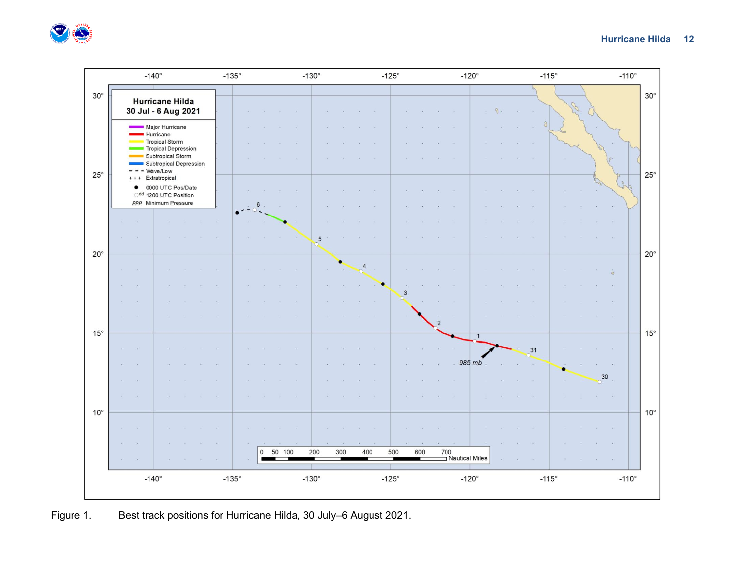Figure 1. Best track positions for Hurricane Hilda, 30 July–6 August 2021.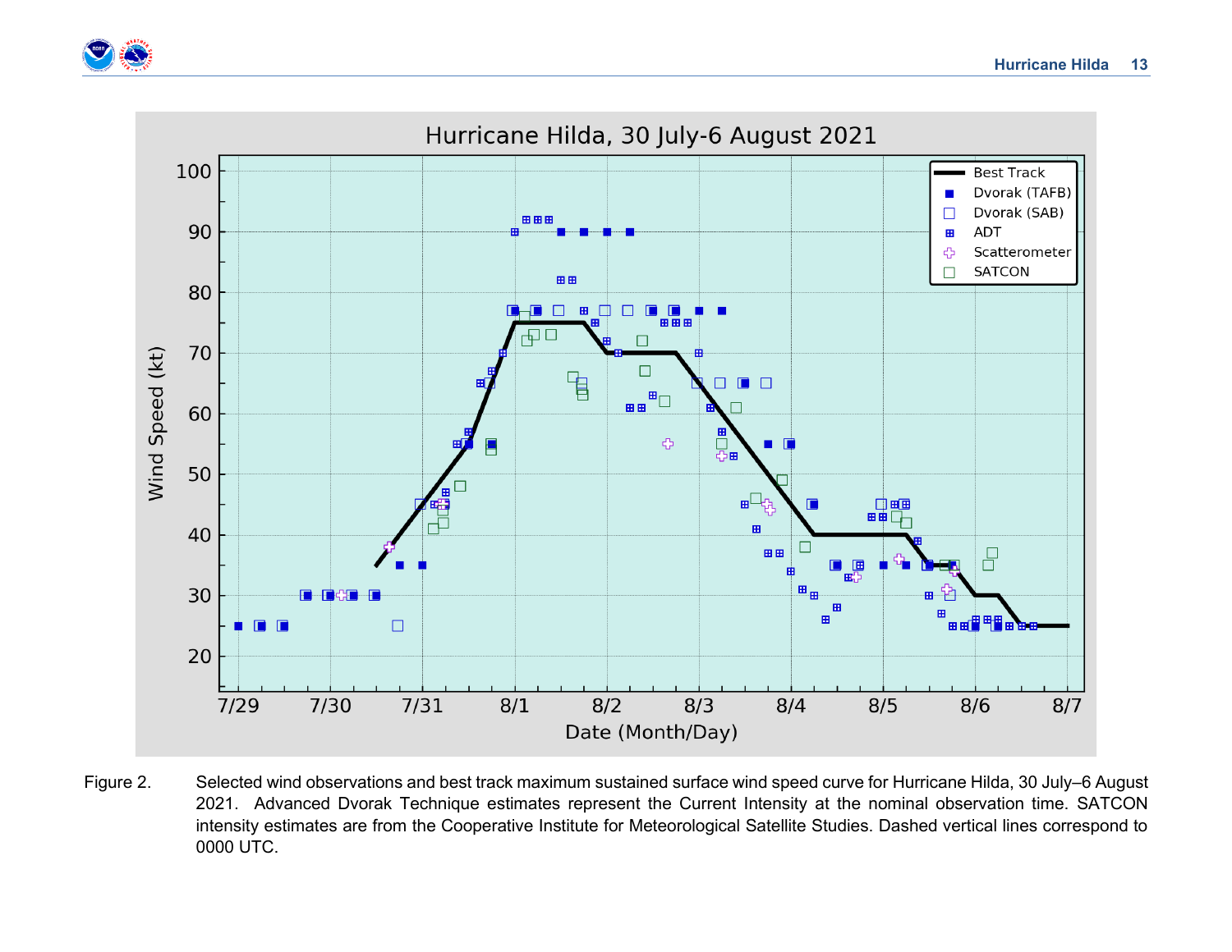Figure 2. Selected wind observations and best track maximum sustained surface wind speed curve for Hurricane Hilda, 30 July–6 August 2021. Advanced Dvorak Technique estimates represent the Current Intensity at the nominal observation time. SATCON intensity estimates are from the Cooperative Institute for Meteorological Satellite Studies. Dashed vertical lines correspond to 0000 UTC.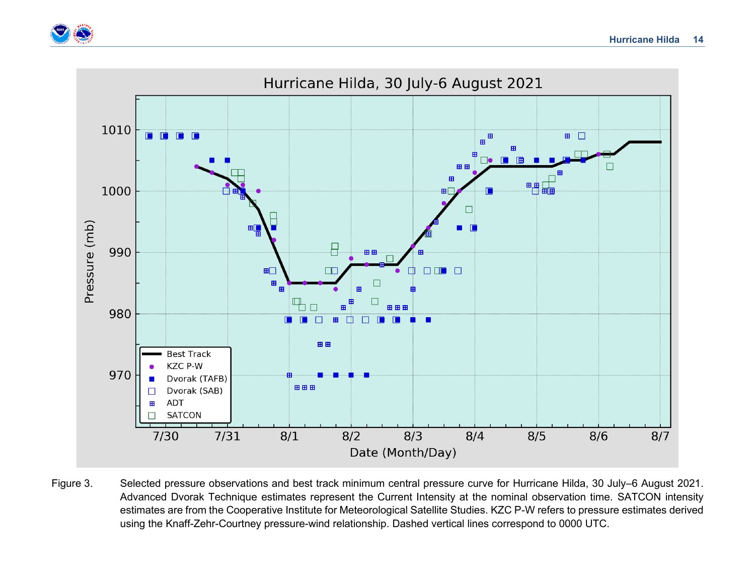Hurricane Hilda, 30 July-6 August 2021

Pressure (mb)

1010
1000
990
980
970

7/30
7/31
8/1
8/2
8/3
8/4
8/5
8/6
8/7

Date (Month/Day)

Best Track
KZC P-W
Dvorak (TAFB)
Dvorak (SAB)
ADT
SATCON

Figure 3. Selected pressure observations and best track minimum central pressure curve for Hurricane Hilda, 30 July–6 August 2021. Advanced Dvorak Technique estimates represent the Current Intensity at the nominal observation time. SATCON intensity estimates are from the Cooperative Institute for Meteorological Satellite Studies. KZC P-W refers to pressure estimates derived using the Knaff-Zehr-Courtney pressure-wind relationship. Dashed vertical lines correspond to 0000 UTC.